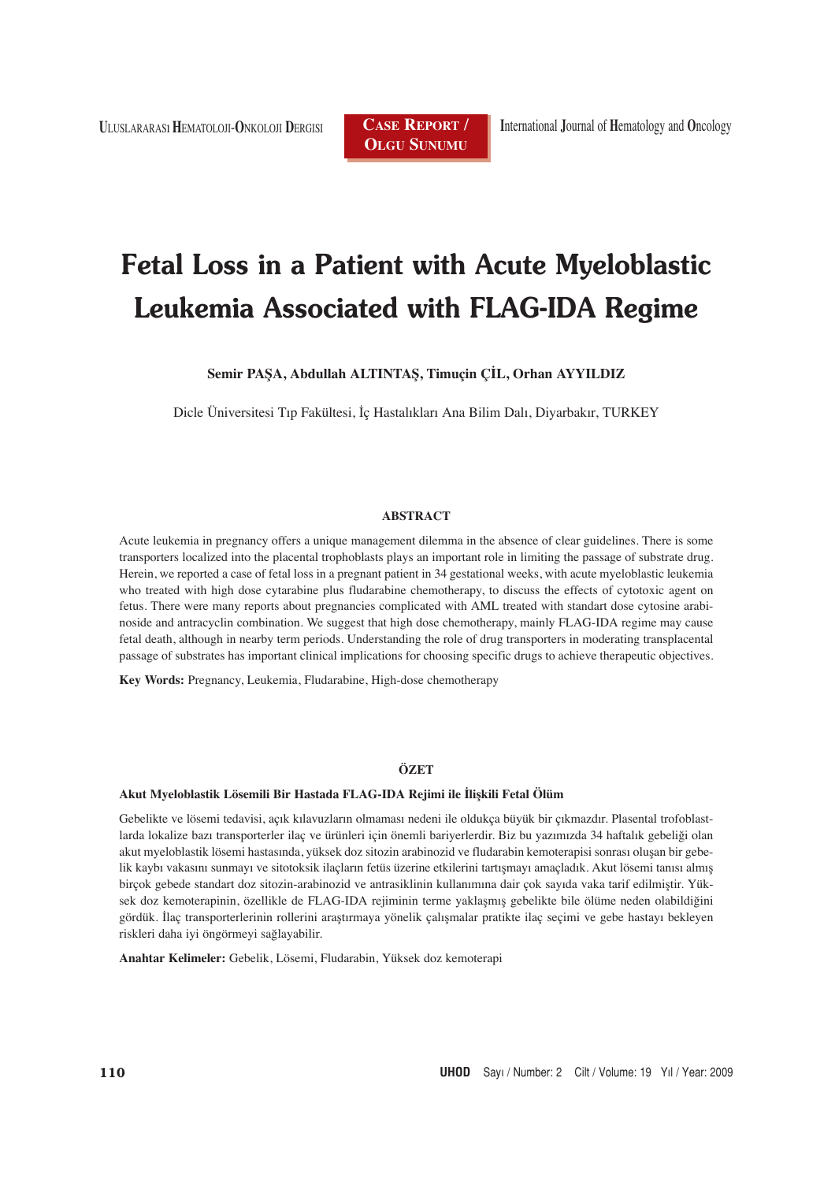CASE REPORT / OLGU SUNUMU

# Fetal Loss in a Patient with Acute Myeloblastic Leukemia Associated with FLAG-IDA Regime

**Semir PAŞA, Abdullah ALTINTAŞ, Timuçin ÇİL, Orhan AYYILDIZ**

Dicle Üniversitesi Tıp Fakültesi, İç Hastalıkları Ana Bilim Dalı, Diyarbakır, TURKEY

## ABSTRACT

Acute leukemia in pregnancy offers a unique management dilemma in the absence of clear guidelines. There is some transporters localized into the placental trophoblasts plays an important role in limiting the passage of substrate drug. Herein, we reported a case of fetal loss in a pregnant patient in 34 gestational weeks, with acute myeloblastic leukemia who treated with high dose cytarabine plus fludarabine chemotherapy, to discuss the effects of cytotoxic agent on fetus. There were many reports about pregnancies complicated with AML treated with standart dose cytosine arabinoside and antracyclin combination. We suggest that high dose chemotherapy, mainly FLAG-IDA regime may cause fetal death, although in nearby term periods. Understanding the role of drug transporters in moderating transplacental passage of substrates has important clinical implications for choosing specific drugs to achieve therapeutic objectives.

**Key Words:** Pregnancy, Leukemia, Fludarabine, High-dose chemotherapy

## ÖZET

### Akut Myeloblastik Lösemili Bir Hastada FLAG-IDA Rejimi ile İlişkili Fetal Ölüm

Gebelikte ve lösemi tedavisi, açık kılavuzların olmaması nedeni ile oldukça büyük bir çıkmazdır. Plasental trofoblastlarda lokalize bazı transporterler ilaç ve ürünleri için önemli bariyerlerdir. Biz bu yazımızda 34 haftalık gebeliği olan akut myeloblastik lösemi hastasında, yüksek doz sitozin arabinozid ve fludarabin kemoterapisi sonrası oluşan bir gebelik kaybı vakasını sunmayı ve sitotoksik ilaçların fetüs üzerine etkilerini tartışmayı amaçladık. Akut lösemi tanısı almış birçok gebede standart doz sitozin-arabinozid ve antrasiklinin kullanımına dair çok sayıda vaka tarif edilmiştir. Yüksek doz kemoterapinin, özellikle de FLAG-IDA rejiminin terme yaklaşmış gebelikte bile ölüme neden olabildiğini gördük. İlaç transporterlerinin rollerini araştırmaya yönelik çalışmalar pratikte ilaç seçimi ve gebe hastayı bekleyen riskleri daha iyi öngörmeyi sağlayabilir.

**Anahtar Kelimeler:** Gebelik, Lösemi, Fludarabin, Yüksek doz kemoterapi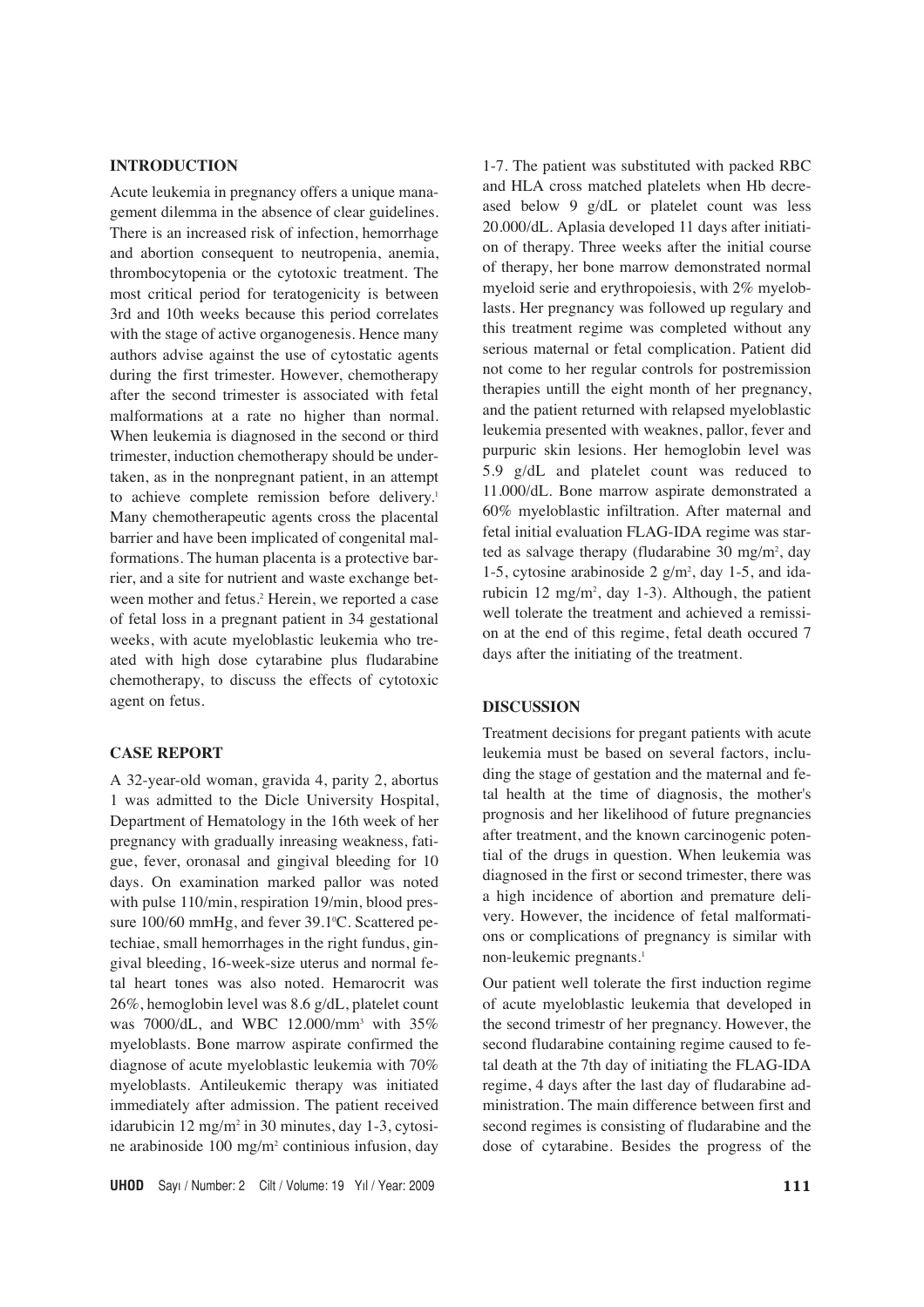## INTRODUCTION

Acute leukemia in pregnancy offers a unique management dilemma in the absence of clear guidelines. There is an increased risk of infection, hemorrhage and abortion consequent to neutropenia, anemia, thrombocytopenia or the cytotoxic treatment. The most critical period for teratogenicity is between 3rd and 10th weeks because this period correlates with the stage of active organogenesis. Hence many authors advise against the use of cytostatic agents during the first trimester. However, chemotherapy after the second trimester is associated with fetal malformations at a rate no higher than normal. When leukemia is diagnosed in the second or third trimester, induction chemotherapy should be undertaken, as in the nonpregnant patient, in an attempt to achieve complete remission before delivery.[1] Many chemotherapeutic agents cross the placental barrier and have been implicated of congenital malformations. The human placenta is a protective barrier, and a site for nutrient and waste exchange between mother and fetus.[2] Herein, we reported a case of fetal loss in a pregnant patient in 34 gestational weeks, with acute myeloblastic leukemia who treated with high dose cytarabine plus fludarabine chemotherapy, to discuss the effects of cytotoxic agent on fetus.

## CASE REPORT

A 32-year-old woman, gravida 4, parity 2, abortus 1 was admitted to the Dicle University Hospital, Department of Hematology in the 16th week of her pregnancy with gradually inreasing weakness, fatigue, fever, oronasal and gingival bleeding for 10 days. On examination marked pallor was noted with pulse 110/min, respiration 19/min, blood pressure 100/60 mmHg, and fever 39.1°C. Scattered petechiae, small hemorrhages in the right fundus, gingival bleeding, 16-week-size uterus and normal fetal heart tones was also noted. Hemarocrit was 26%, hemoglobin level was 8.6 g/dL, platelet count was 7000/dL, and WBC 12.000/mm$^3$ with 35% myeloblasts. Bone marrow aspirate confirmed the diagnose of acute myeloblastic leukemia with 70% myeloblasts. Antileukemic therapy was initiated immediately after admission. The patient received idarubicin 12 mg/m$^2$ in 30 minutes, day 1-3, cytosine arabinoside 100 mg/m$^2$ continious infusion, day 1-7. The patient was substituted with packed RBC and HLA cross matched platelets when Hb decreased below 9 g/dL or platelet count was less 20.000/dL. Aplasia developed 11 days after initiation of therapy. Three weeks after the initial course of therapy, her bone marrow demonstrated normal myeloid serie and erythropoiesis, with 2% myeloblasts. Her pregnancy was followed up regulary and this treatment regime was completed without any serious maternal or fetal complication. Patient did not come to her regular controls for postremission therapies untill the eight month of her pregnancy, and the patient returned with relapsed myeloblastic leukemia presented with weaknes, pallor, fever and purpuric skin lesions. Her hemoglobin level was 5.9 g/dL and platelet count was reduced to 11.000/dL. Bone marrow aspirate demonstrated a 60% myeloblastic infiltration. After maternal and fetal initial evaluation FLAG-IDA regime was started as salvage therapy (fludarabine 30 mg/m$^2$, day 1-5, cytosine arabinoside 2 g/m$^2$, day 1-5, and idarubicin 12 mg/m$^2$, day 1-3). Although, the patient well tolerate the treatment and achieved a remission at the end of this regime, fetal death occured 7 days after the initiating of the treatment.

## DISCUSSION

Treatment decisions for pregant patients with acute leukemia must be based on several factors, including the stage of gestation and the maternal and fetal health at the time of diagnosis, the mother's prognosis and her likelihood of future pregnancies after treatment, and the known carcinogenic potential of the drugs in question. When leukemia was diagnosed in the first or second trimester, there was a high incidence of abortion and premature delivery. However, the incidence of fetal malformations or complications of pregnancy is similar with non-leukemic pregnants.[1]

Our patient well tolerate the first induction regime of acute myeloblastic leukemia that developed in the second trimestr of her pregnancy. However, the second fludarabine containing regime caused to fetal death at the 7th day of initiating the FLAG-IDA regime, 4 days after the last day of fludarabine administration. The main difference between first and second regimes is consisting of fludarabine and the dose of cytarabine. Besides the progress of the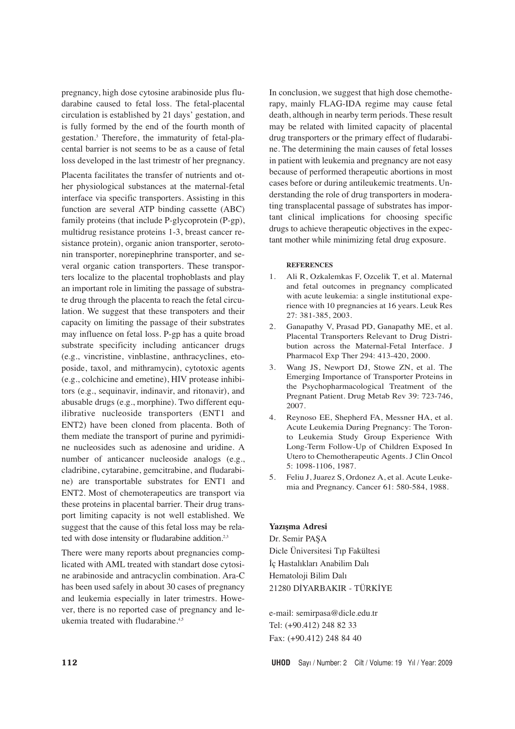pregnancy, high dose cytosine arabinoside plus fludarabine caused to fetal loss. The fetal-placental circulation is established by 21 days' gestation, and is fully formed by the end of the fourth month of gestation.[3] Therefore, the immaturity of fetal-placental barrier is not seems to be as a cause of fetal loss developed in the last trimestr of her pregnancy.

Placenta facilitates the transfer of nutrients and other physiological substances at the maternal-fetal interface via specific transporters. Assisting in this function are several ATP binding cassette (ABC) family proteins (that include P-glycoprotein (P-gp), multidrug resistance proteins 1-3, breast cancer resistance protein), organic anion transporter, serotonin transporter, norepinephrine transporter, and several organic cation transporters. These transporters localize to the placental trophoblasts and play an important role in limiting the passage of substrate drug through the placenta to reach the fetal circulation. We suggest that these transpoters and their capacity on limiting the passage of their substrates may influence on fetal loss. P-gp has a quite broad substrate specificity including anticancer drugs (e.g., vincristine, vinblastine, anthracyclines, etoposide, taxol, and mithramycin), cytotoxic agents (e.g., colchicine and emetine), HIV protease inhibitors (e.g., sequinavir, indinavir, and ritonavir), and abusable drugs (e.g., morphine). Two different equilibrative nucleoside transporters (ENT1 and ENT2) have been cloned from placenta. Both of them mediate the transport of purine and pyrimidine nucleosides such as adenosine and uridine. A number of anticancer nucleoside analogs (e.g., cladribine, cytarabine, gemcitrabine, and fludarabine) are transportable substrates for ENT1 and ENT2. Most of chemoterapeutics are transport via these proteins in placental barrier. Their drug transport limiting capacity is not well established. We suggest that the cause of this fetal loss may be related with dose intensity or fludarabine addition.[2,3]

There were many reports about pregnancies complicated with AML treated with standart dose cytosine arabinoside and antracyclin combination. Ara-C has been used safely in about 30 cases of pregnancy and leukemia especially in later trimestrs. However, there is no reported case of pregnancy and leukemia treated with fludarabine.[4,5]

In conclusion, we suggest that high dose chemotherapy, mainly FLAG-IDA regime may cause fetal death, although in nearby term periods. These result may be related with limited capacity of placental drug transporters or the primary effect of fludarabine. The determining the main causes of fetal losses in patient with leukemia and pregnancy are not easy because of performed therapeutic abortions in most cases before or during antileukemic treatments. Understanding the role of drug transporters in moderating transplacental passage of substrates has important clinical implications for choosing specific drugs to achieve therapeutic objectives in the expectant mother while minimizing fetal drug exposure.

#### REFERENCES

1. Ali R, Ozkalemkas F, Ozcelik T, et al. Maternal and fetal outcomes in pregnancy complicated with acute leukemia: a single institutional experience with 10 pregnancies at 16 years. Leuk Res 27: 381-385, 2003.
2. Ganapathy V, Prasad PD, Ganapathy ME, et al. Placental Transporters Relevant to Drug Distribution across the Maternal-Fetal Interface. J Pharmacol Exp Ther 294: 413-420, 2000.
3. Wang JS, Newport DJ, Stowe ZN, et al. The Emerging Importance of Transporter Proteins in the Psychopharmacological Treatment of the Pregnant Patient. Drug Metab Rev 39: 723-746, 2007.
4. Reynoso EE, Shepherd FA, Messner HA, et al. Acute Leukemia During Pregnancy: The Toronto Leukemia Study Group Experience With Long-Term Follow-Up of Children Exposed In Utero to Chemotherapeutic Agents. J Clin Oncol 5: 1098-1106, 1987.
5. Feliu J, Juarez S, Ordonez A, et al. Acute Leukemia and Pregnancy. Cancer 61: 580-584, 1988.

**Yazışma Adresi**

Dr. Semir PAŞA
Dicle Üniversitesi Tıp Fakültesi
İç Hastalıkları Anabilim Dalı
Hematoloji Bilim Dalı
21280 DİYARBAKIR - TÜRKİYE

e-mail: semirpasa@dicle.edu.tr
Tel: (+90.412) 248 82 33
Fax: (+90.412) 248 84 40